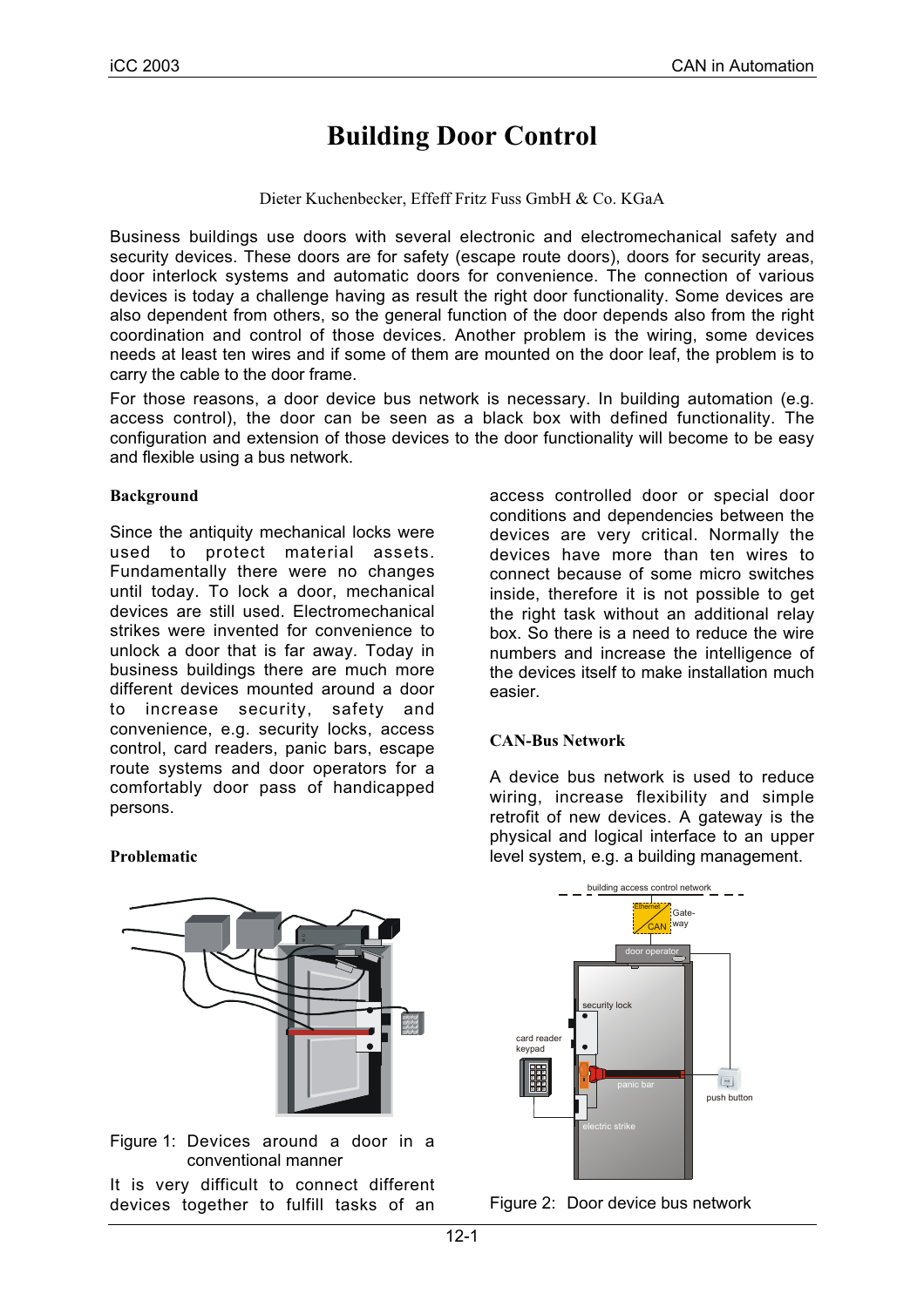# Building Door Control

Dieter Kuchenbecker, Effeff Fritz Fuss GmbH & Co. KGaA

Business buildings use doors with several electronic and electromechanical safety and security devices. These doors are for safety (escape route doors), doors for security areas, door interlock systems and automatic doors for convenience. The connection of various devices is today a challenge having as result the right door functionality. Some devices are also dependent from others, so the general function of the door depends also from the right coordination and control of those devices. Another problem is the wiring, some devices needs at least ten wires and if some of them are mounted on the door leaf, the problem is to carry the cable to the door frame.

For those reasons, a door device bus network is necessary. In building automation (e.g. access control), the door can be seen as a black box with defined functionality. The configuration and extension of those devices to the door functionality will become to be easy and flexible using a bus network.

## Background

Since the antiquity mechanical locks were used to protect material assets. Fundamentally there were no changes until today. To lock a door, mechanical devices are still used. Electromechanical strikes were invented for convenience to unlock a door that is far away. Today in business buildings there are much more different devices mounted around a door to increase security, safety and convenience, e.g. security locks, access control, card readers, panic bars, escape route systems and door operators for a comfortably door pass of handicapped persons.

## Problematic

Figure 1: Devices around a door in a conventional manner

It is very difficult to connect different devices together to fulfill tasks of an access controlled door or special door conditions and dependencies between the devices are very critical. Normally the devices have more than ten wires to connect because of some micro switches inside, therefore it is not possible to get the right task without an additional relay box. So there is a need to reduce the wire numbers and increase the intelligence of the devices itself to make installation much easier.

## CAN-Bus Network

A device bus network is used to reduce wiring, increase flexibility and simple retrofit of new devices. A gateway is the physical and logical interface to an upper level system, e.g. a building management.

Figure 2: Door device bus network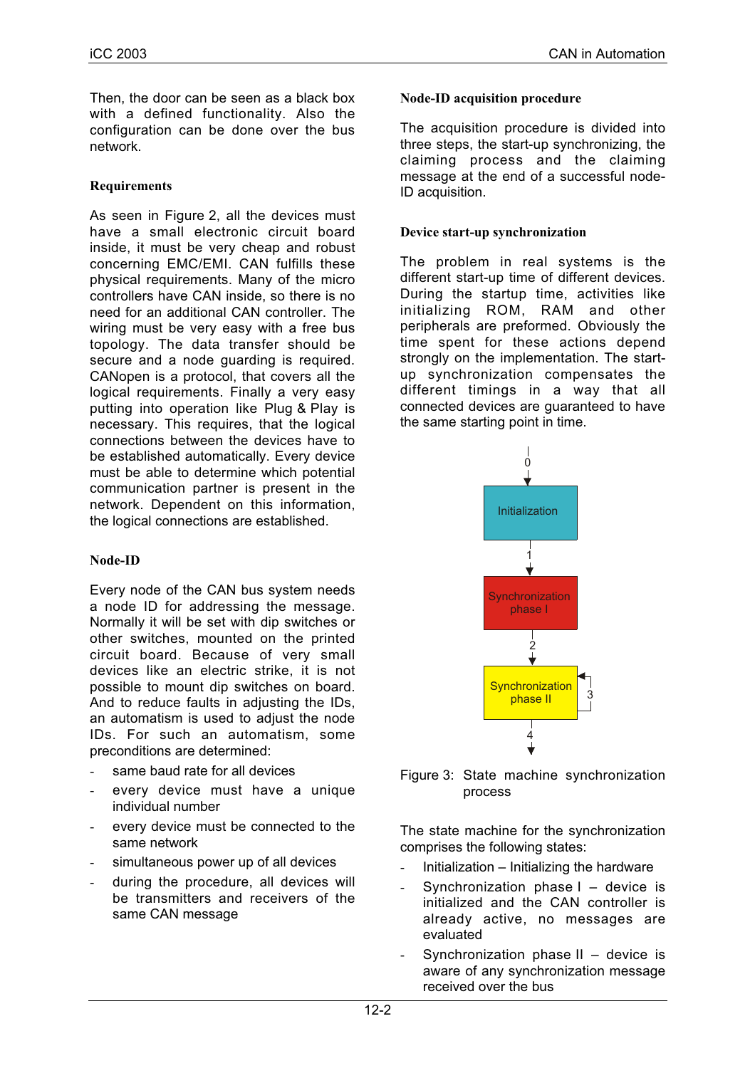Then, the door can be seen as a black box with a defined functionality. Also the configuration can be done over the bus network.

### Requirements

As seen in Figure 2, all the devices must have a small electronic circuit board inside, it must be very cheap and robust concerning EMC/EMI. CAN fulfills these physical requirements. Many of the micro controllers have CAN inside, so there is no need for an additional CAN controller. The wiring must be very easy with a free bus topology. The data transfer should be secure and a node guarding is required. CANopen is a protocol, that covers all the logical requirements. Finally a very easy putting into operation like Plug & Play is necessary. This requires, that the logical connections between the devices have to be established automatically. Every device must be able to determine which potential communication partner is present in the network. Dependent on this information, the logical connections are established.

### Node-ID

Every node of the CAN bus system needs a node ID for addressing the message. Normally it will be set with dip switches or other switches, mounted on the printed circuit board. Because of very small devices like an electric strike, it is not possible to mount dip switches on board. And to reduce faults in adjusting the IDs, an automatism is used to adjust the node IDs. For such an automatism, some preconditions are determined:

- same baud rate for all devices
- every device must have a unique individual number
- every device must be connected to the same network
- simultaneous power up of all devices
- during the procedure, all devices will be transmitters and receivers of the same CAN message

### Node-ID acquisition procedure

The acquisition procedure is divided into three steps, the start-up synchronizing, the claiming process and the claiming message at the end of a successful node-ID acquisition.

### Device start-up synchronization

The problem in real systems is the different start-up time of different devices. During the startup time, activities like initializing ROM, RAM and other peripherals are preformed. Obviously the time spent for these actions depend strongly on the implementation. The start-up synchronization compensates the different timings in a way that all connected devices are guaranteed to have the same starting point in time.

Figure 3: State machine synchronization process

The state machine for the synchronization comprises the following states:

- Initialization – Initializing the hardware
- Synchronization phase I – device is initialized and the CAN controller is already active, no messages are evaluated
- Synchronization phase II – device is aware of any synchronization message received over the bus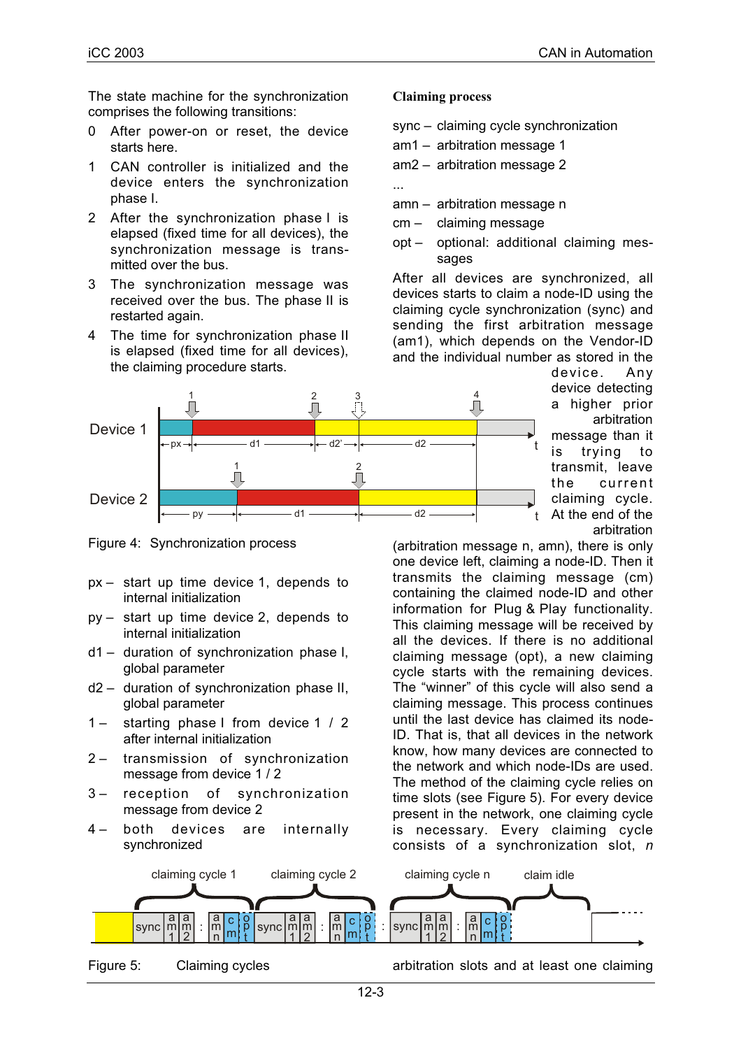The state machine for the synchronization comprises the following transitions:

0. After power-on or reset, the device starts here.
1. CAN controller is initialized and the device enters the synchronization phase I.
2. After the synchronization phase I is elapsed (fixed time for all devices), the synchronization message is transmitted over the bus.
3. The synchronization message was received over the bus. The phase II is restarted again.
4. The time for synchronization phase II is elapsed (fixed time for all devices), the claiming procedure starts.

Figure 4: Synchronization process

- px – start up time device 1, depends to internal initialization
- py – start up time device 2, depends to internal initialization
- d1 – duration of synchronization phase I, global parameter
- d2 – duration of synchronization phase II, global parameter
- 1 – starting phase I from device 1 / 2 after internal initialization
- 2 – transmission of synchronization message from device 1 / 2
- 3 – reception of synchronization message from device 2
- 4 – both devices are internally synchronized

**Claiming process**

- sync – claiming cycle synchronization
- am1 – arbitration message 1
- am2 – arbitration message 2
- ...
- amn – arbitration message n
- cm – claiming message
- opt – optional: additional claiming messages

After all devices are synchronized, all devices starts to claim a node-ID using the claiming cycle synchronization (sync) and sending the first arbitration message (am1), which depends on the Vendor-ID and the individual number as stored in the device. Any device detecting a higher prior arbitration message than it is trying to transmit, leave the current claiming cycle. At the end of the arbitration (arbitration message n, amn), there is only one device left, claiming a node-ID. Then it transmits the claiming message (cm) containing the claimed node-ID and other information for Plug & Play functionality. This claiming message will be received by all the devices. If there is no additional claiming message (opt), a new claiming cycle starts with the remaining devices. The "winner" of this cycle will also send a claiming message. This process continues until the last device has claimed its node-ID. That is, that all devices in the network know, how many devices are connected to the network and which node-IDs are used. The method of the claiming cycle relies on time slots (see Figure 5). For every device present in the network, one claiming cycle is necessary. Every claiming cycle consists of a synchronization slot, *n* arbitration slots and at least one claiming

Figure 5: Claiming cycles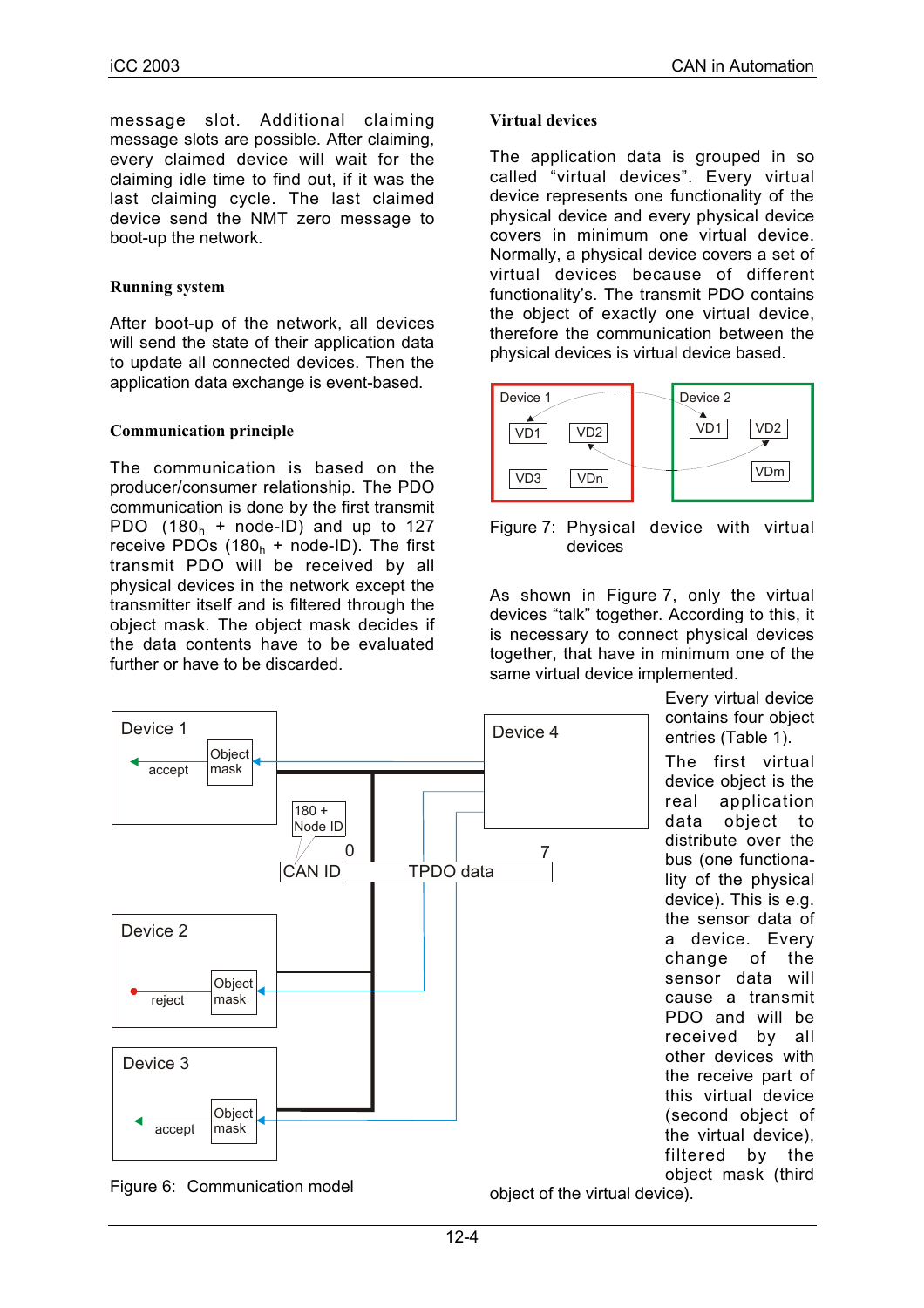message slot. Additional claiming message slots are possible. After claiming, every claimed device will wait for the claiming idle time to find out, if it was the last claiming cycle. The last claimed device send the NMT zero message to boot-up the network.

### Running system

After boot-up of the network, all devices will send the state of their application data to update all connected devices. Then the application data exchange is event-based.

### Communication principle

The communication is based on the producer/consumer relationship. The PDO communication is done by the first transmit PDO ($180_h$ + node-ID) and up to 127 receive PDOs ($180_h$ + node-ID). The first transmit PDO will be received by all physical devices in the network except the transmitter itself and is filtered through the object mask. The object mask decides if the data contents have to be evaluated further or have to be discarded.

Figure 6: Communication model

### Virtual devices

The application data is grouped in so called "virtual devices". Every virtual device represents one functionality of the physical device and every physical device covers in minimum one virtual device. Normally, a physical device covers a set of virtual devices because of different functionality's. The transmit PDO contains the object of exactly one virtual device, therefore the communication between the physical devices is virtual device based.

Figure 7: Physical device with virtual devices

As shown in Figure 7, only the virtual devices "talk" together. According to this, it is necessary to connect physical devices together, that have in minimum one of the same virtual device implemented.

Every virtual device contains four object entries (Table 1).

The first virtual device object is the real application data object to distribute over the bus (one functionality of the physical device). This is e.g. the sensor data of a device. Every change of the sensor data will cause a transmit PDO and will be received by all other devices with the receive part of this virtual device (second object of the virtual device), filtered by the object mask (third object of the virtual device).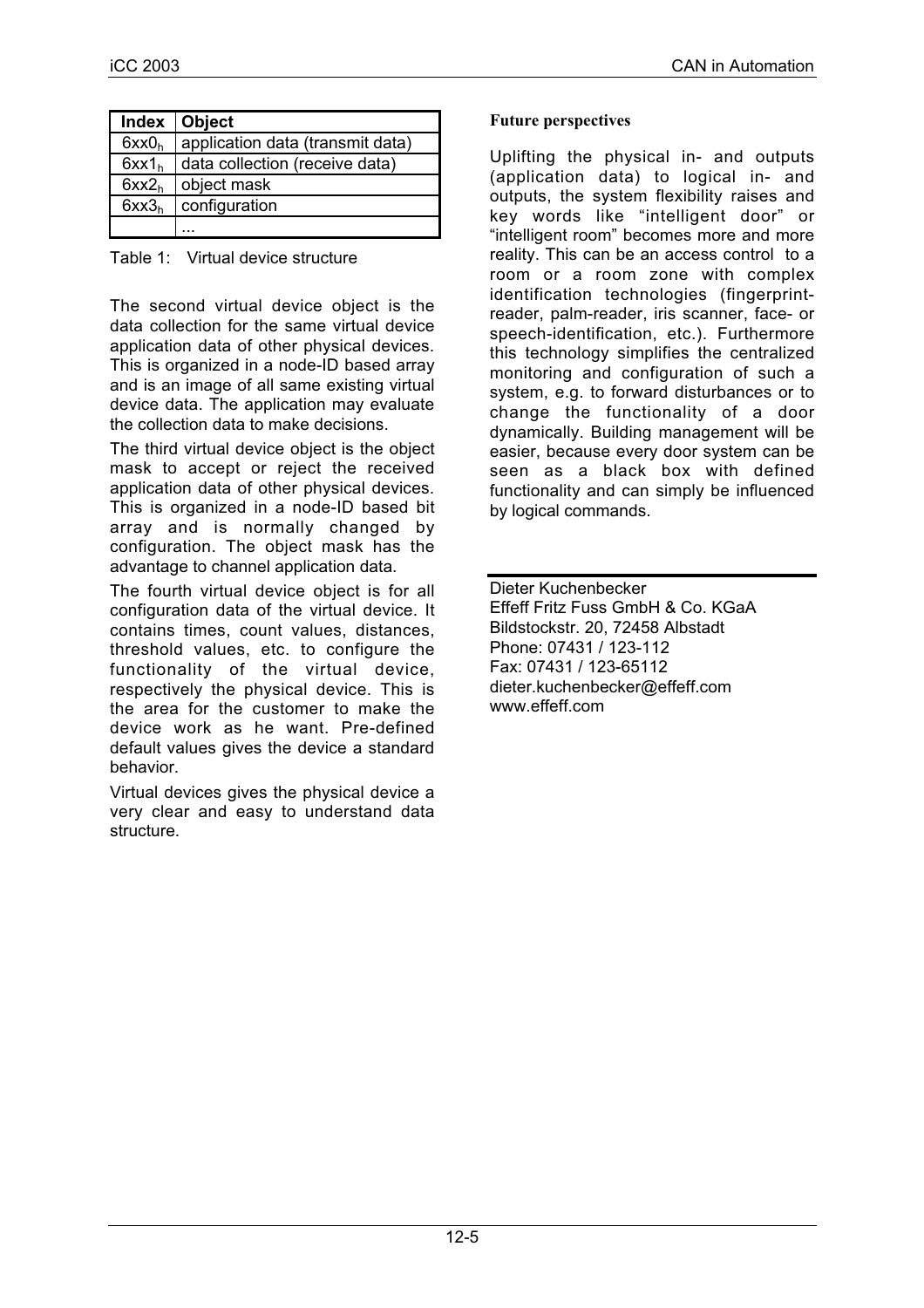| Index | Object |
|---|---|
| $6xx0_h$ | application data (transmit data) |
| $6xx1_h$ | data collection (receive data) |
| $6xx2_h$ | object mask |
| $6xx3_h$ | configuration |
| | ... |

Table 1: Virtual device structure

The second virtual device object is the data collection for the same virtual device application data of other physical devices. This is organized in a node-ID based array and is an image of all same existing virtual device data. The application may evaluate the collection data to make decisions.

The third virtual device object is the object mask to accept or reject the received application data of other physical devices. This is organized in a node-ID based bit array and is normally changed by configuration. The object mask has the advantage to channel application data.

The fourth virtual device object is for all configuration data of the virtual device. It contains times, count values, distances, threshold values, etc. to configure the functionality of the virtual device, respectively the physical device. This is the area for the customer to make the device work as he want. Pre-defined default values gives the device a standard behavior.

Virtual devices gives the physical device a very clear and easy to understand data structure.

**Future perspectives**

Uplifting the physical in- and outputs (application data) to logical in- and outputs, the system flexibility raises and key words like “intelligent door” or “intelligent room” becomes more and more reality. This can be an access control to a room or a room zone with complex identification technologies (fingerprint-reader, palm-reader, iris scanner, face- or speech-identification, etc.). Furthermore this technology simplifies the centralized monitoring and configuration of such a system, e.g. to forward disturbances or to change the functionality of a door dynamically. Building management will be easier, because every door system can be seen as a black box with defined functionality and can simply be influenced by logical commands.

---

Dieter Kuchenbecker
Effeff Fritz Fuss GmbH & Co. KGaA
Bildstockstr. 20, 72458 Albstadt
Phone: 07431 / 123-112
Fax: 07431 / 123-65112
dieter.kuchenbecker@effeff.com
www.effeff.com